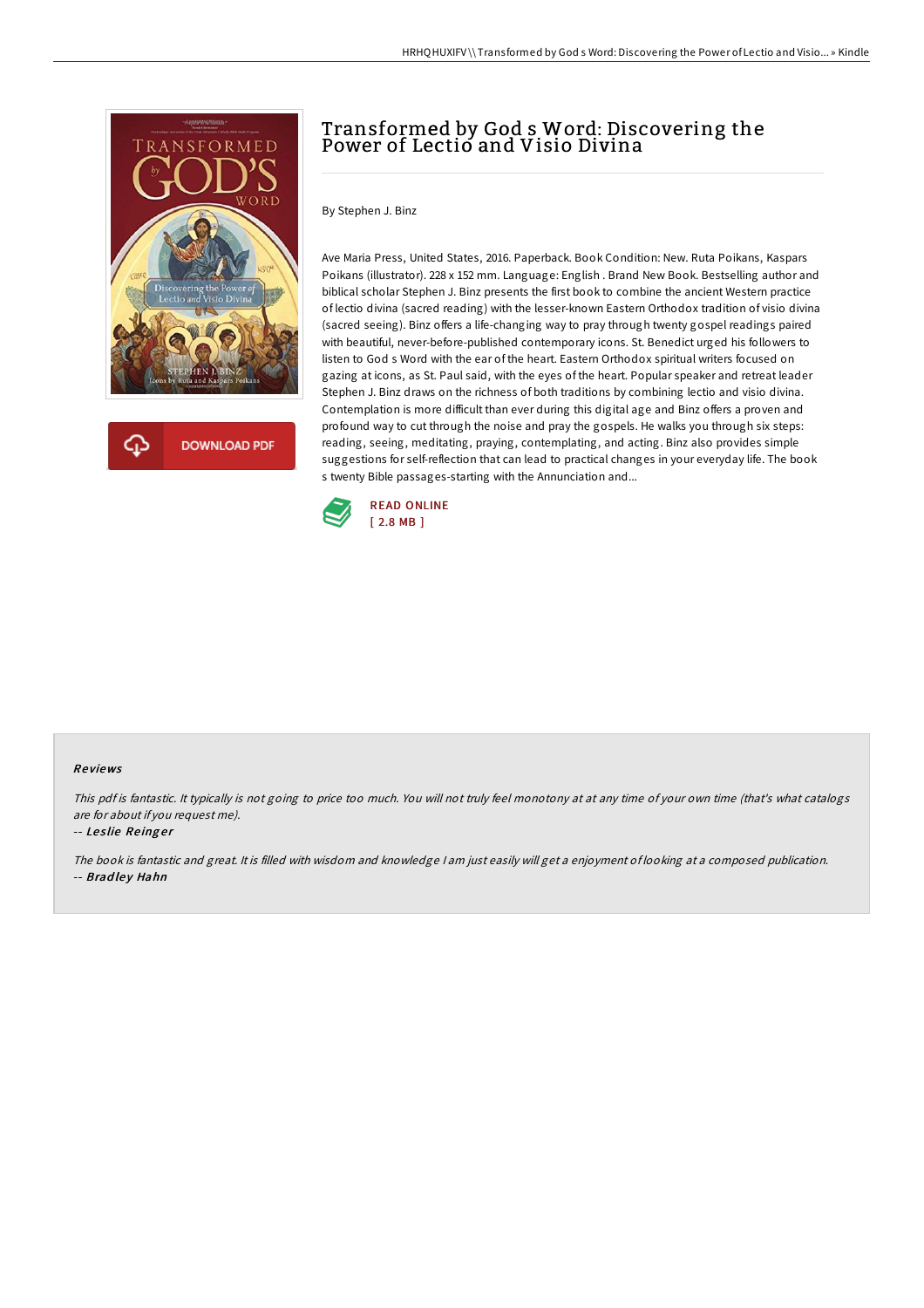# Transformed by God s Word: Discovering the Power of Lectio and Visio Divina

By Stephen J. Binz

Ave Maria Press, United States, 2016. Paperback. Book Condition: New. Ruta Poikans, Kaspars Poikans (illustrator). 228 x 152 mm. Language: English . Brand New Book. Bestselling author and biblical scholar Stephen J. Binz presents the first book to combine the ancient Western practice of lectio divina (sacred reading) with the lesser-known Eastern Orthodox tradition of visio divina (sacred seeing). Binz offers a life-changing way to pray through twenty gospel readings paired with beautiful, never-before-published contemporary icons. St. Benedict urged his followers to listen to God s Word with the ear of the heart. Eastern Orthodox spiritual writers focused on gazing at icons, as St. Paul said, with the eyes of the heart. Popular speaker and retreat leader Stephen J. Binz draws on the richness of both traditions by combining lectio and visio divina. Contemplation is more difficult than ever during this digital age and Binz offers a proven and profound way to cut through the noise and pray the gospels. He walks you through six steps: reading, seeing, meditating, praying, contemplating, and acting. Binz also provides simple suggestions for self-reflection that can lead to practical changes in your everyday life. The book s twenty Bible passages-starting with the Annunciation and...

DOWNLOAD PDF

READ ONLINE
[ 2.8 MB ]

## Reviews

*This pdf is fantastic. It typically is not going to price too much. You will not truly feel monotony at at any time of your own time (that's what catalogs are for about if you request me).*

-- ***Leslie Reinger***

*The book is fantastic and great. It is filled with wisdom and knowledge I am just easily will get a enjoyment of looking at a composed publication.*
-- ***Bradley Hahn***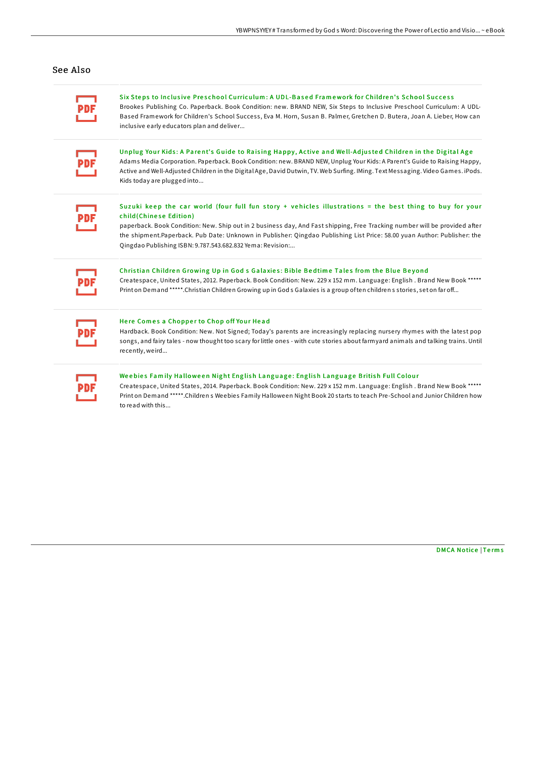## See Also

**Six Steps to Inclusive Preschool Curriculum: A UDL-Based Framework for Children's School Success**

Brookes Publishing Co. Paperback. Book Condition: new. BRAND NEW, Six Steps to Inclusive Preschool Curriculum: A UDL-Based Framework for Children's School Success, Eva M. Horn, Susan B. Palmer, Gretchen D. Butera, Joan A. Lieber, How can inclusive early educators plan and deliver...

**Unplug Your Kids: A Parent's Guide to Raising Happy, Active and Well-Adjusted Children in the Digital Age**

Adams Media Corporation. Paperback. Book Condition: new. BRAND NEW, Unplug Your Kids: A Parent's Guide to Raising Happy, Active and Well-Adjusted Children in the Digital Age, David Dutwin, TV. Web Surfing. IMing. Text Messaging. Video Games. iPods. Kids today are plugged into...

**Suzuki keep the car world (four full fun story + vehicles illustrations = the best thing to buy for your child(Chinese Edition)**

paperback. Book Condition: New. Ship out in 2 business day, And Fast shipping, Free Tracking number will be provided after the shipment.Paperback. Pub Date: Unknown in Publisher: Qingdao Publishing List Price: 58.00 yuan Author: Publisher: the Qingdao Publishing ISBN: 9.787.543.682.832 Yema: Revision:...

**Christian Children Growing Up in God s Galaxies: Bible Bedtime Tales from the Blue Beyond**

Createspace, United States, 2012. Paperback. Book Condition: New. 229 x 152 mm. Language: English . Brand New Book ***** Print on Demand *****.Christian Children Growing up in God s Galaxies is a group of ten children s stories, set on far off...

**Here Comes a Chopper to Chop off Your Head**

Hardback. Book Condition: New. Not Signed; Today's parents are increasingly replacing nursery rhymes with the latest pop songs, and fairy tales - now thought too scary for little ones - with cute stories about farmyard animals and talking trains. Until recently, weird...

**Weebies Family Halloween Night English Language: English Language British Full Colour**

Createspace, United States, 2014. Paperback. Book Condition: New. 229 x 152 mm. Language: English . Brand New Book ***** Print on Demand *****.Children s Weebies Family Halloween Night Book 20 starts to teach Pre-School and Junior Children how to read with this...